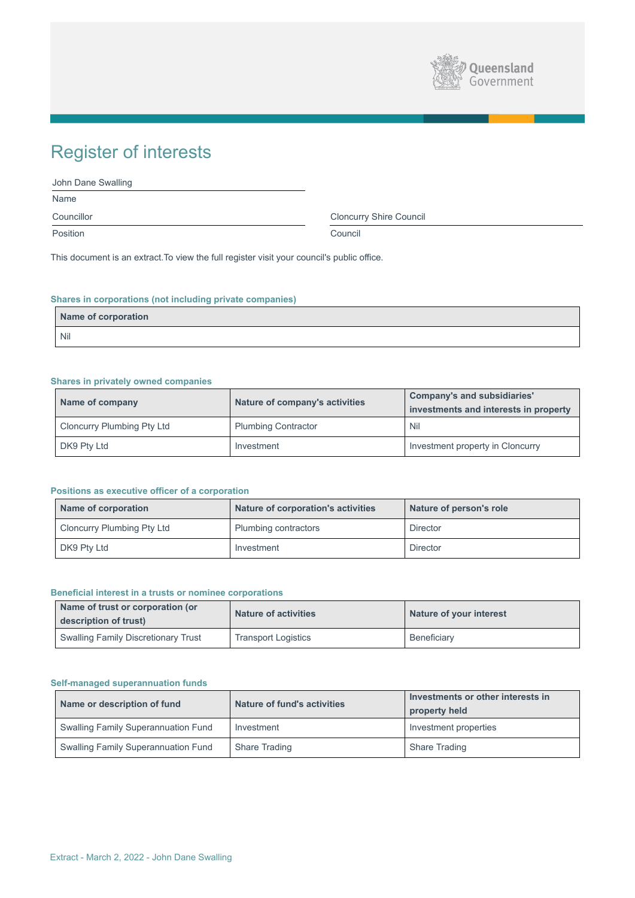# Register of interests

John Dane Swalling
Name

Councillor
Position

Cloncurry Shire Council
Council

This document is an extract.To view the full register visit your council's public office.

### Shares in corporations (not including private companies)

| Name of corporation |
|---|
| Nil |

### Shares in privately owned companies

| Name of company | Nature of company's activities | Company's and subsidiaries' investments and interests in property |
|---|---|---|
| Cloncurry Plumbing Pty Ltd | Plumbing Contractor | Nil |
| DK9 Pty Ltd | Investment | Investment property in Cloncurry |

### Positions as executive officer of a corporation

| Name of corporation | Nature of corporation's activities | Nature of person's role |
|---|---|---|
| Cloncurry Plumbing Pty Ltd | Plumbing contractors | Director |
| DK9 Pty Ltd | Investment | Director |

### Beneficial interest in a trusts or nominee corporations

| Name of trust or corporation (or description of trust) | Nature of activities | Nature of your interest |
|---|---|---|
| Swalling Family Discretionary Trust | Transport Logistics | Beneficiary |

### Self-managed superannuation funds

| Name or description of fund | Nature of fund's activities | Investments or other interests in property held |
|---|---|---|
| Swalling Family Superannuation Fund | Investment | Investment properties |
| Swalling Family Superannuation Fund | Share Trading | Share Trading |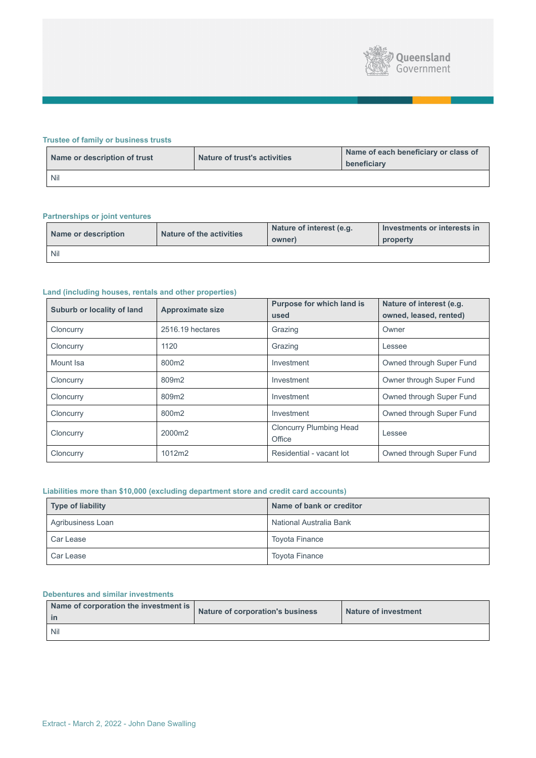### Trustee of family or business trusts

| Name or description of trust | Nature of trust's activities | Name of each beneficiary or class of beneficiary |
|---|---|---|
| Nil | | |

### Partnerships or joint ventures

| Name or description | Nature of the activities | Nature of interest (e.g. owner) | Investments or interests in property |
|---|---|---|---|
| Nil | | | |

### Land (including houses, rentals and other properties)

| Suburb or locality of land | Approximate size | Purpose for which land is used | Nature of interest (e.g. owned, leased, rented) |
|---|---|---|---|
| Cloncurry | 2516.19 hectares | Grazing | Owner |
| Cloncurry | 1120 | Grazing | Lessee |
| Mount Isa | 800m2 | Investment | Owned through Super Fund |
| Cloncurry | 809m2 | Investment | Owner through Super Fund |
| Cloncurry | 809m2 | Investment | Owned through Super Fund |
| Cloncurry | 800m2 | Investment | Owned through Super Fund |
| Cloncurry | 2000m2 | Cloncurry Plumbing Head Office | Lessee |
| Cloncurry | 1012m2 | Residential - vacant lot | Owned through Super Fund |

### Liabilities more than $10,000 (excluding department store and credit card accounts)

| Type of liability | Name of bank or creditor |
|---|---|
| Agribusiness Loan | National Australia Bank |
| Car Lease | Toyota Finance |
| Car Lease | Toyota Finance |

### Debentures and similar investments

| Name of corporation the investment is in | Nature of corporation's business | Nature of investment |
|---|---|---|
| Nil | | |

Extract - March 2, 2022 - John Dane Swalling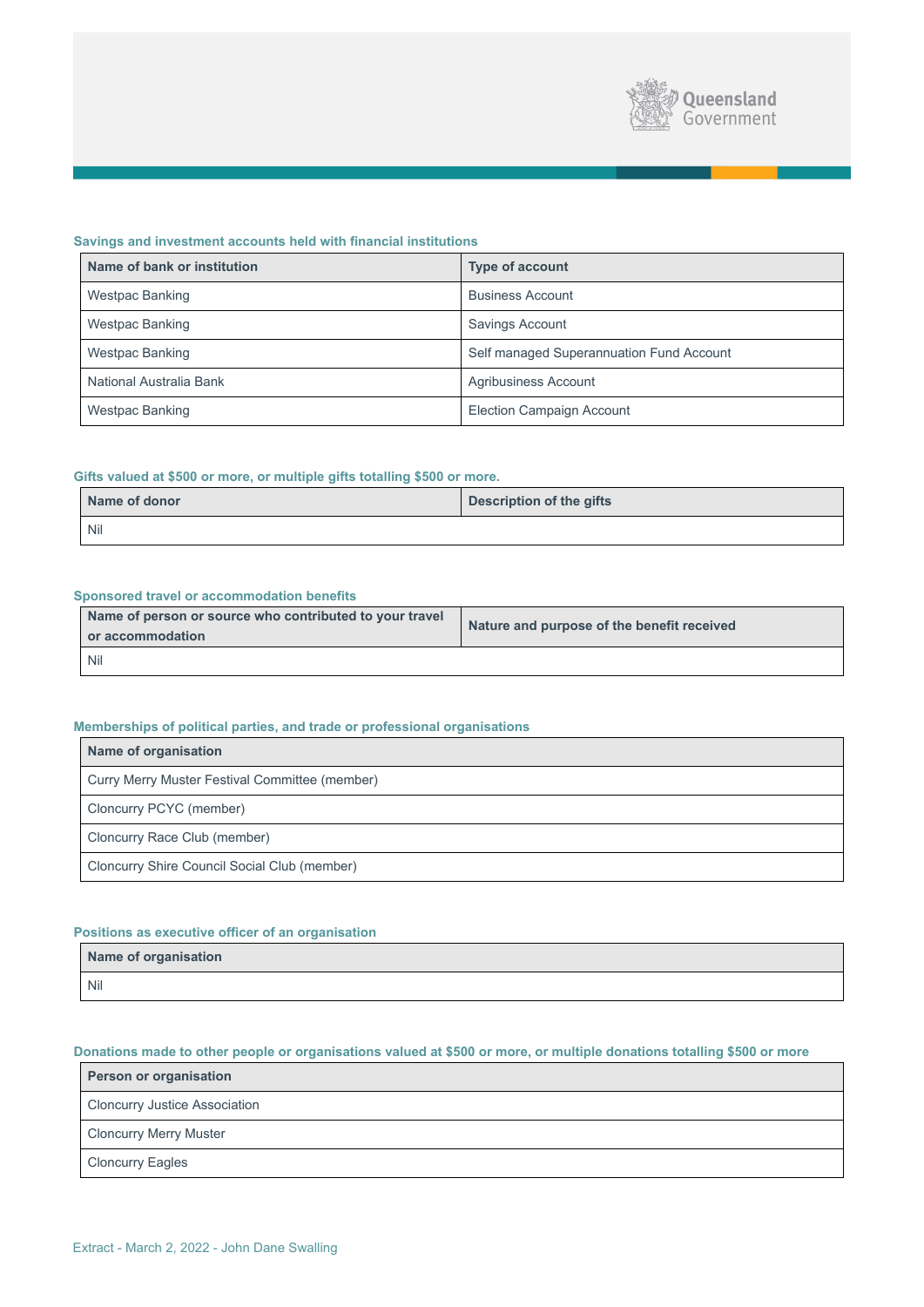### Savings and investment accounts held with financial institutions

| Name of bank or institution | Type of account |
|---|---|
| Westpac Banking | Business Account |
| Westpac Banking | Savings Account |
| Westpac Banking | Self managed Superannuation Fund Account |
| National Australia Bank | Agribusiness Account |
| Westpac Banking | Election Campaign Account |

### Gifts valued at $500 or more, or multiple gifts totalling $500 or more.

| Name of donor | Description of the gifts |
|---|---|
| Nil | |

### Sponsored travel or accommodation benefits

| Name of person or source who contributed to your travel or accommodation | Nature and purpose of the benefit received |
|---|---|
| Nil | |

### Memberships of political parties, and trade or professional organisations

| Name of organisation |
|---|
| Curry Merry Muster Festival Committee (member) |
| Cloncurry PCYC (member) |
| Cloncurry Race Club (member) |
| Cloncurry Shire Council Social Club (member) |

### Positions as executive officer of an organisation

| Name of organisation |
|---|
| Nil |

### Donations made to other people or organisations valued at $500 or more, or multiple donations totalling $500 or more

| Person or organisation |
|---|
| Cloncurry Justice Association |
| Cloncurry Merry Muster |
| Cloncurry Eagles |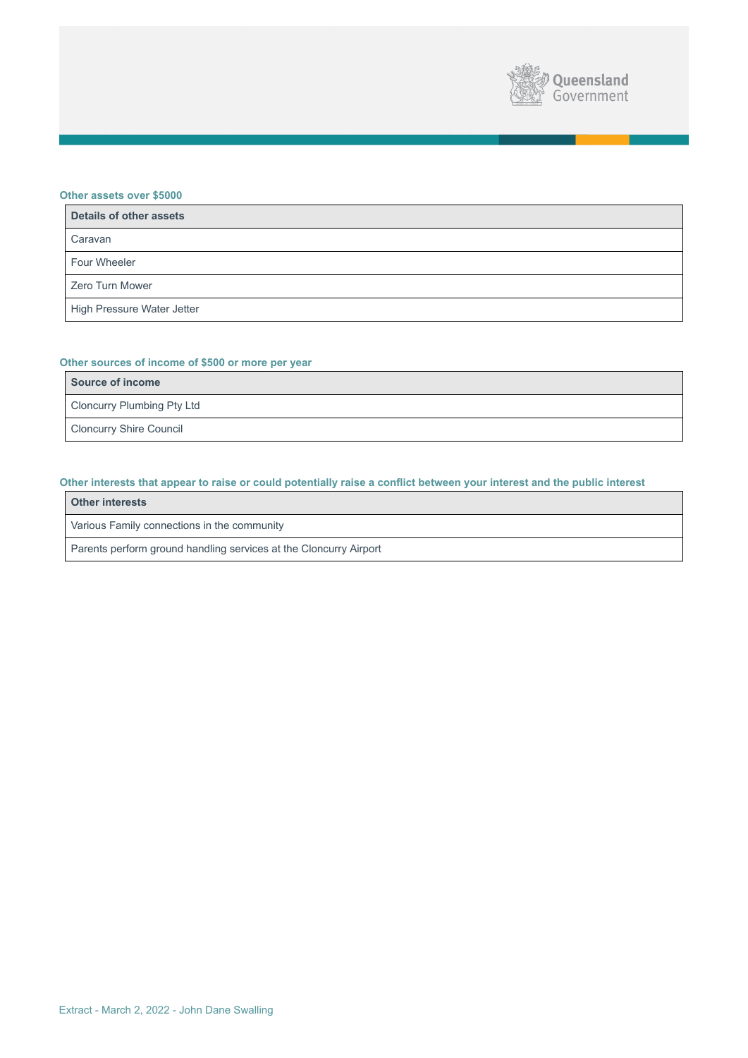### Other assets over $5000

| Details of other assets |
| --- |
| Caravan |
| Four Wheeler |
| Zero Turn Mower |
| High Pressure Water Jetter |

### Other sources of income of $500 or more per year

| Source of income |
| --- |
| Cloncurry Plumbing Pty Ltd |
| Cloncurry Shire Council |

### Other interests that appear to raise or could potentially raise a conflict between your interest and the public interest

| Other interests |
| --- |
| Various Family connections in the community |
| Parents perform ground handling services at the Cloncurry Airport |

Extract - March 2, 2022 - John Dane Swalling